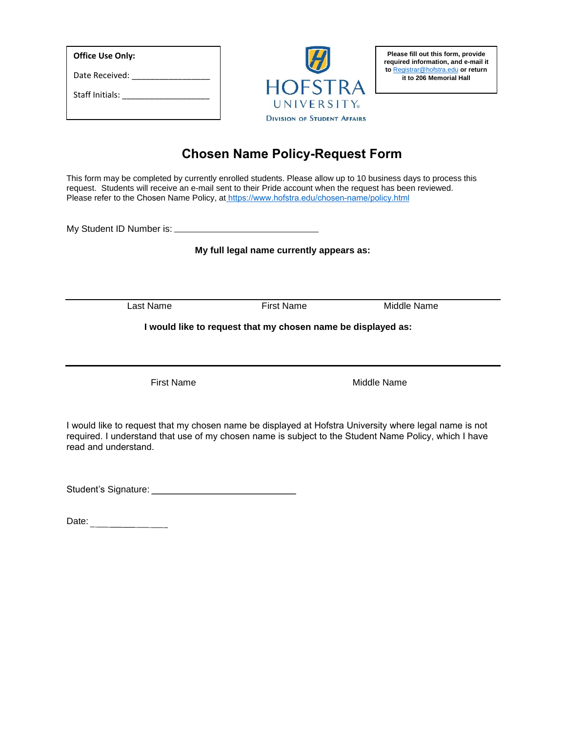**Office Use Only:**

Date Received: _______________

Staff Initials: _________________

HOFSTRA UNIVERSITY
DIVISION OF STUDENT AFFAIRS

**Please fill out this form, provide required information, and e-mail it to Registrar@hofstra.edu or return it to 206 Memorial Hall**

# Chosen Name Policy-Request Form

This form may be completed by currently enrolled students. Please allow up to 10 business days to process this request. Students will receive an e-mail sent to their Pride account when the request has been reviewed. Please refer to the Chosen Name Policy, at https://www.hofstra.edu/chosen-name/policy.html

My Student ID Number is: ___________________________

**My full legal name currently appears as:**

_____________________________________________________________

Last Name First Name Middle Name

**I would like to request that my chosen name be displayed as:**

_____________________________________________________________

First Name Middle Name

I would like to request that my chosen name be displayed at Hofstra University where legal name is not required. I understand that use of my chosen name is subject to the Student Name Policy, which I have read and understand.

Student's Signature: ___________________________

Date: _______________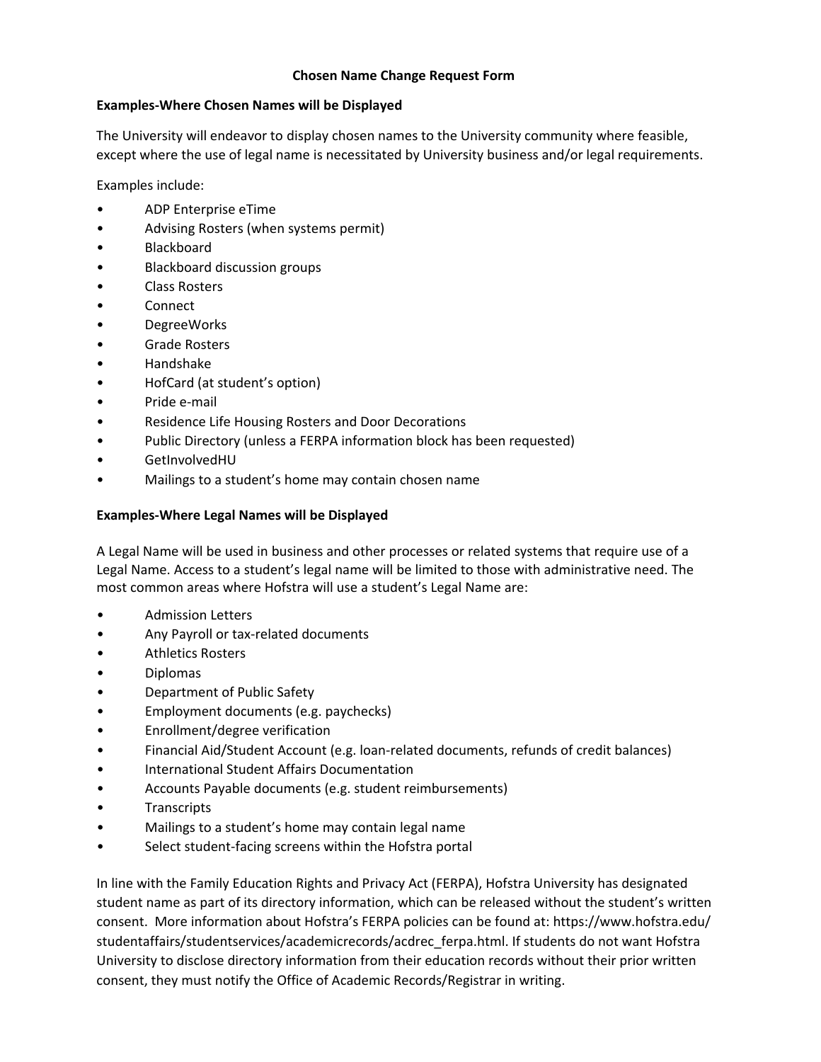# Chosen Name Change Request Form

## Examples-Where Chosen Names will be Displayed

The University will endeavor to display chosen names to the University community where feasible, except where the use of legal name is necessitated by University business and/or legal requirements.

Examples include:

- ADP Enterprise eTime
- Advising Rosters (when systems permit)
- Blackboard
- Blackboard discussion groups
- Class Rosters
- Connect
- DegreeWorks
- Grade Rosters
- Handshake
- HofCard (at student's option)
- Pride e-mail
- Residence Life Housing Rosters and Door Decorations
- Public Directory (unless a FERPA information block has been requested)
- GetInvolvedHU
- Mailings to a student's home may contain chosen name

## Examples-Where Legal Names will be Displayed

A Legal Name will be used in business and other processes or related systems that require use of a Legal Name. Access to a student's legal name will be limited to those with administrative need. The most common areas where Hofstra will use a student's Legal Name are:

- Admission Letters
- Any Payroll or tax-related documents
- Athletics Rosters
- Diplomas
- Department of Public Safety
- Employment documents (e.g. paychecks)
- Enrollment/degree verification
- Financial Aid/Student Account (e.g. loan-related documents, refunds of credit balances)
- International Student Affairs Documentation
- Accounts Payable documents (e.g. student reimbursements)
- Transcripts
- Mailings to a student's home may contain legal name
- Select student-facing screens within the Hofstra portal

In line with the Family Education Rights and Privacy Act (FERPA), Hofstra University has designated student name as part of its directory information, which can be released without the student's written consent. More information about Hofstra's FERPA policies can be found at: https://www.hofstra.edu/studentaffairs/studentservices/academicrecords/acdrec_ferpa.html. If students do not want Hofstra University to disclose directory information from their education records without their prior written consent, they must notify the Office of Academic Records/Registrar in writing.